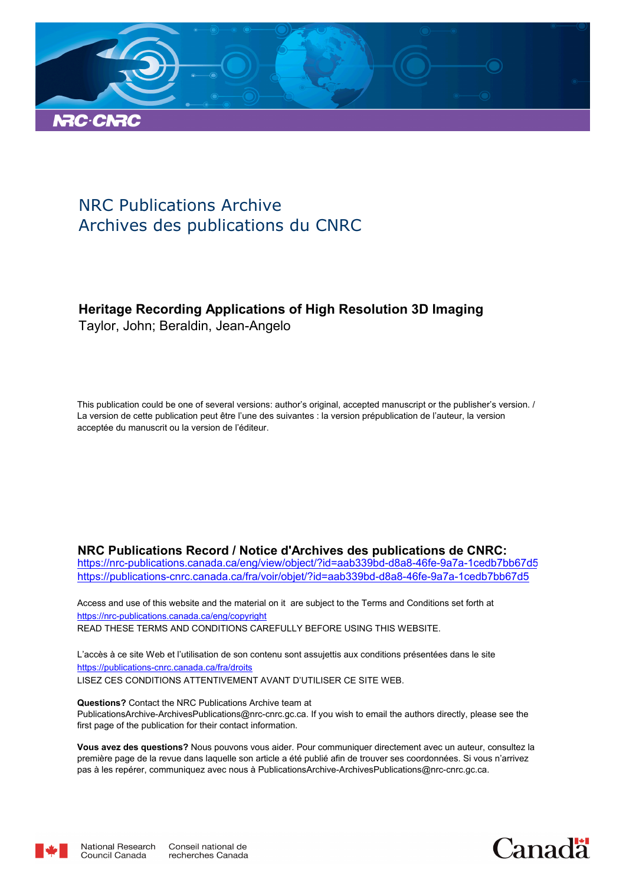NRC Publications Archive
Archives des publications du CNRC

**Heritage Recording Applications of High Resolution 3D Imaging**
Taylor, John; Beraldin, Jean-Angelo

This publication could be one of several versions: author's original, accepted manuscript or the publisher's version. / La version de cette publication peut être l'une des suivantes : la version prépublication de l'auteur, la version acceptée du manuscrit ou la version de l'éditeur.

**NRC Publications Record / Notice d'Archives des publications de CNRC:**
https://nrc-publications.canada.ca/eng/view/object/?id=aab339bd-d8a8-46fe-9a7a-1cedb7bb67d5
https://publications-cnrc.canada.ca/fra/voir/objet/?id=aab339bd-d8a8-46fe-9a7a-1cedb7bb67d5

Access and use of this website and the material on it are subject to the Terms and Conditions set forth at https://nrc-publications.canada.ca/eng/copyright
READ THESE TERMS AND CONDITIONS CAREFULLY BEFORE USING THIS WEBSITE.

L'accès à ce site Web et l'utilisation de son contenu sont assujettis aux conditions présentées dans le site https://publications-cnrc.canada.ca/fra/droits
LISEZ CES CONDITIONS ATTENTIVEMENT AVANT D'UTILISER CE SITE WEB.

**Questions?** Contact the NRC Publications Archive team at PublicationsArchive-ArchivesPublications@nrc-cnrc.gc.ca. If you wish to email the authors directly, please see the first page of the publication for their contact information.

**Vous avez des questions?** Nous pouvons vous aider. Pour communiquer directement avec un auteur, consultez la première page de la revue dans laquelle son article a été publié afin de trouver ses coordonnées. Si vous n'arrivez pas à les repérer, communiquez avec nous à PublicationsArchive-ArchivesPublications@nrc-cnrc.gc.ca.

National Research Council Canada
Conseil national de recherches Canada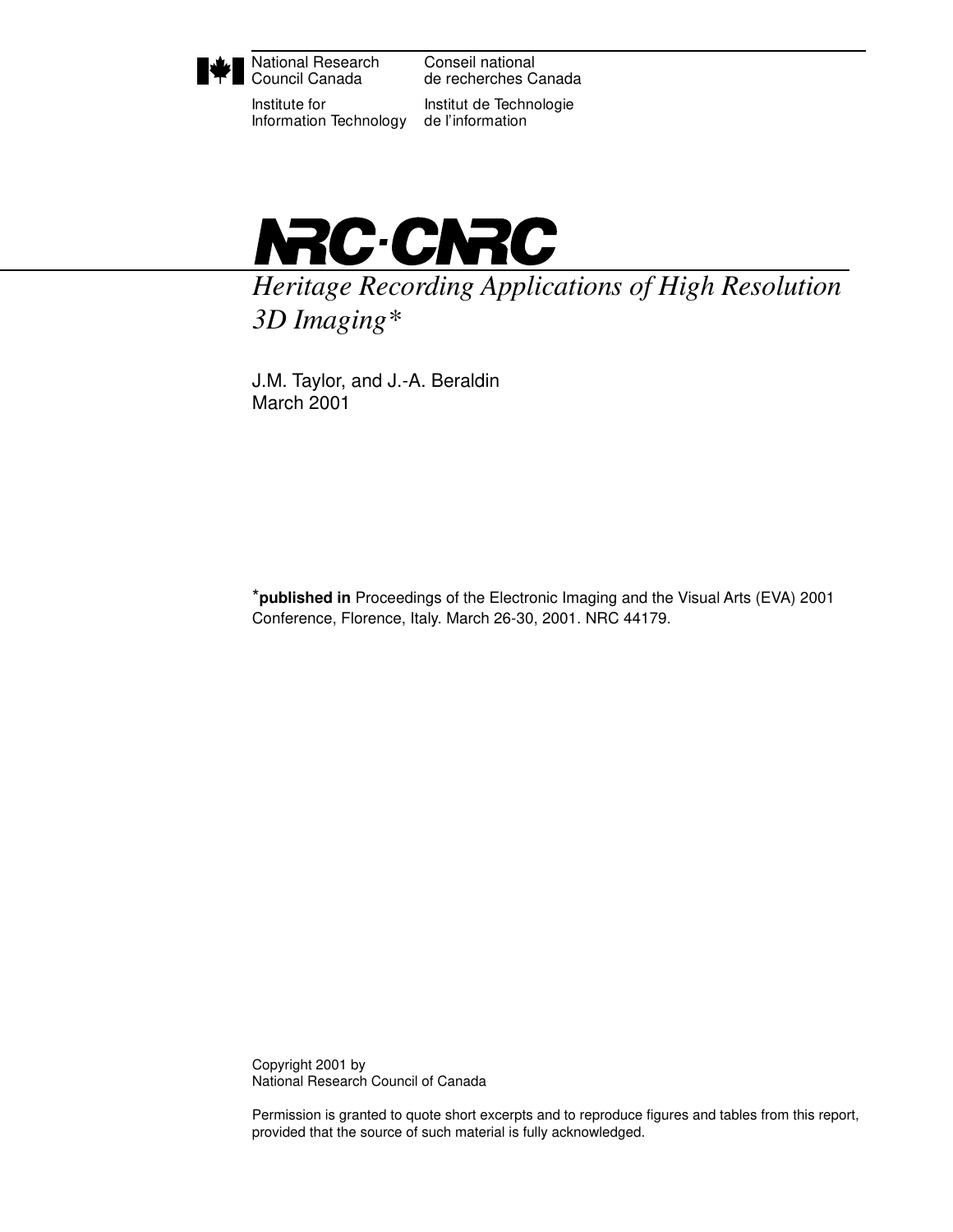National Research Council Canada | Conseil national de recherches Canada

Institute for Information Technology | Institut de Technologie de l'information

# NRC·CNRC

# *Heritage Recording Applications of High Resolution 3D Imaging**

J.M. Taylor, and J.-A. Beraldin
March 2001

***published in** Proceedings of the Electronic Imaging and the Visual Arts (EVA) 2001 Conference, Florence, Italy. March 26-30, 2001. NRC 44179.

Copyright 2001 by
National Research Council of Canada

Permission is granted to quote short excerpts and to reproduce figures and tables from this report, provided that the source of such material is fully acknowledged.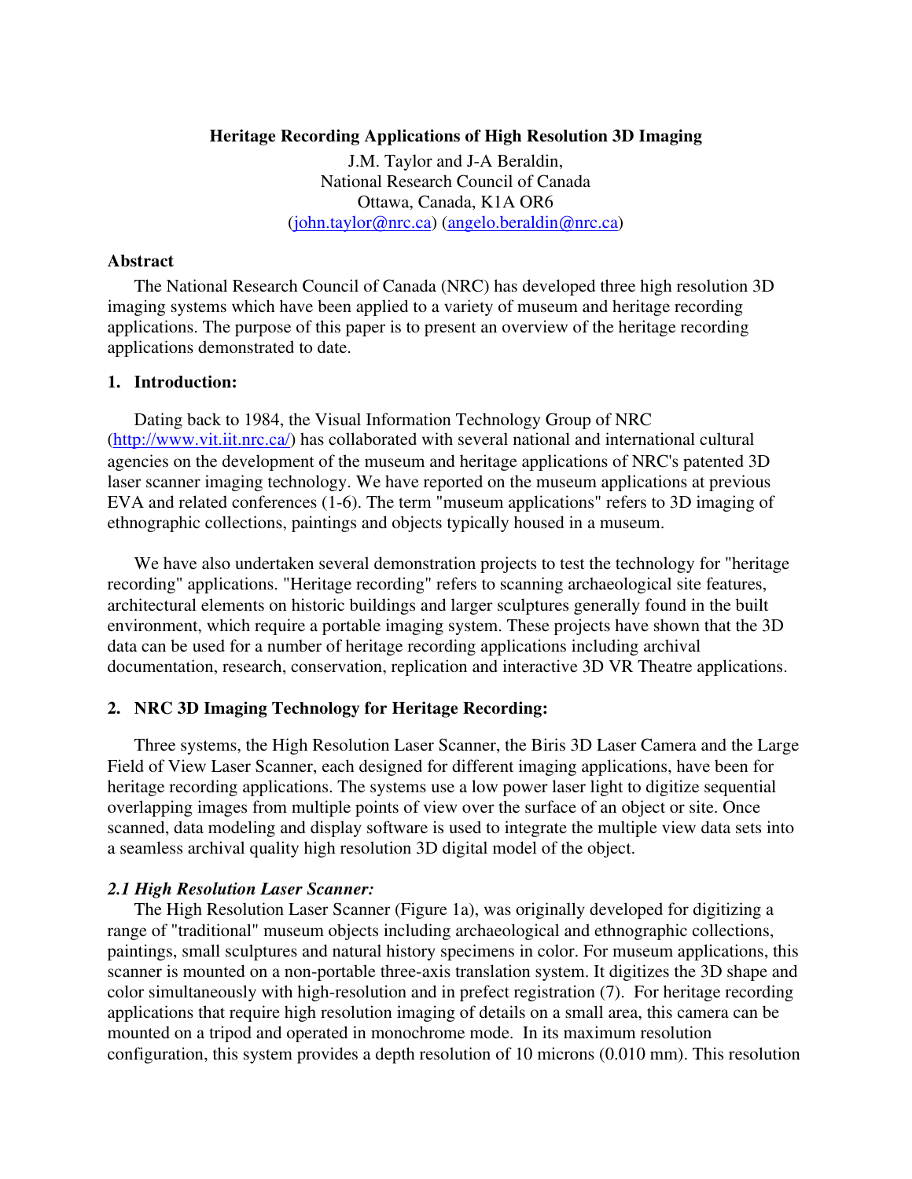**Heritage Recording Applications of High Resolution 3D Imaging**

J.M. Taylor and J-A Beraldin,
National Research Council of Canada
Ottawa, Canada, K1A OR6
(john.taylor@nrc.ca) (angelo.beraldin@nrc.ca)

## Abstract

The National Research Council of Canada (NRC) has developed three high resolution 3D imaging systems which have been applied to a variety of museum and heritage recording applications. The purpose of this paper is to present an overview of the heritage recording applications demonstrated to date.

## 1. Introduction:

Dating back to 1984, the Visual Information Technology Group of NRC (http://www.vit.iit.nrc.ca/) has collaborated with several national and international cultural agencies on the development of the museum and heritage applications of NRC's patented 3D laser scanner imaging technology. We have reported on the museum applications at previous EVA and related conferences (1-6). The term "museum applications" refers to 3D imaging of ethnographic collections, paintings and objects typically housed in a museum.

We have also undertaken several demonstration projects to test the technology for "heritage recording" applications. "Heritage recording" refers to scanning archaeological site features, architectural elements on historic buildings and larger sculptures generally found in the built environment, which require a portable imaging system. These projects have shown that the 3D data can be used for a number of heritage recording applications including archival documentation, research, conservation, replication and interactive 3D VR Theatre applications.

## 2. NRC 3D Imaging Technology for Heritage Recording:

Three systems, the High Resolution Laser Scanner, the Biris 3D Laser Camera and the Large Field of View Laser Scanner, each designed for different imaging applications, have been for heritage recording applications. The systems use a low power laser light to digitize sequential overlapping images from multiple points of view over the surface of an object or site. Once scanned, data modeling and display software is used to integrate the multiple view data sets into a seamless archival quality high resolution 3D digital model of the object.

### *2.1 High Resolution Laser Scanner:*

The High Resolution Laser Scanner (Figure 1a), was originally developed for digitizing a range of "traditional" museum objects including archaeological and ethnographic collections, paintings, small sculptures and natural history specimens in color. For museum applications, this scanner is mounted on a non-portable three-axis translation system. It digitizes the 3D shape and color simultaneously with high-resolution and in prefect registration (7). For heritage recording applications that require high resolution imaging of details on a small area, this camera can be mounted on a tripod and operated in monochrome mode. In its maximum resolution configuration, this system provides a depth resolution of 10 microns (0.010 mm). This resolution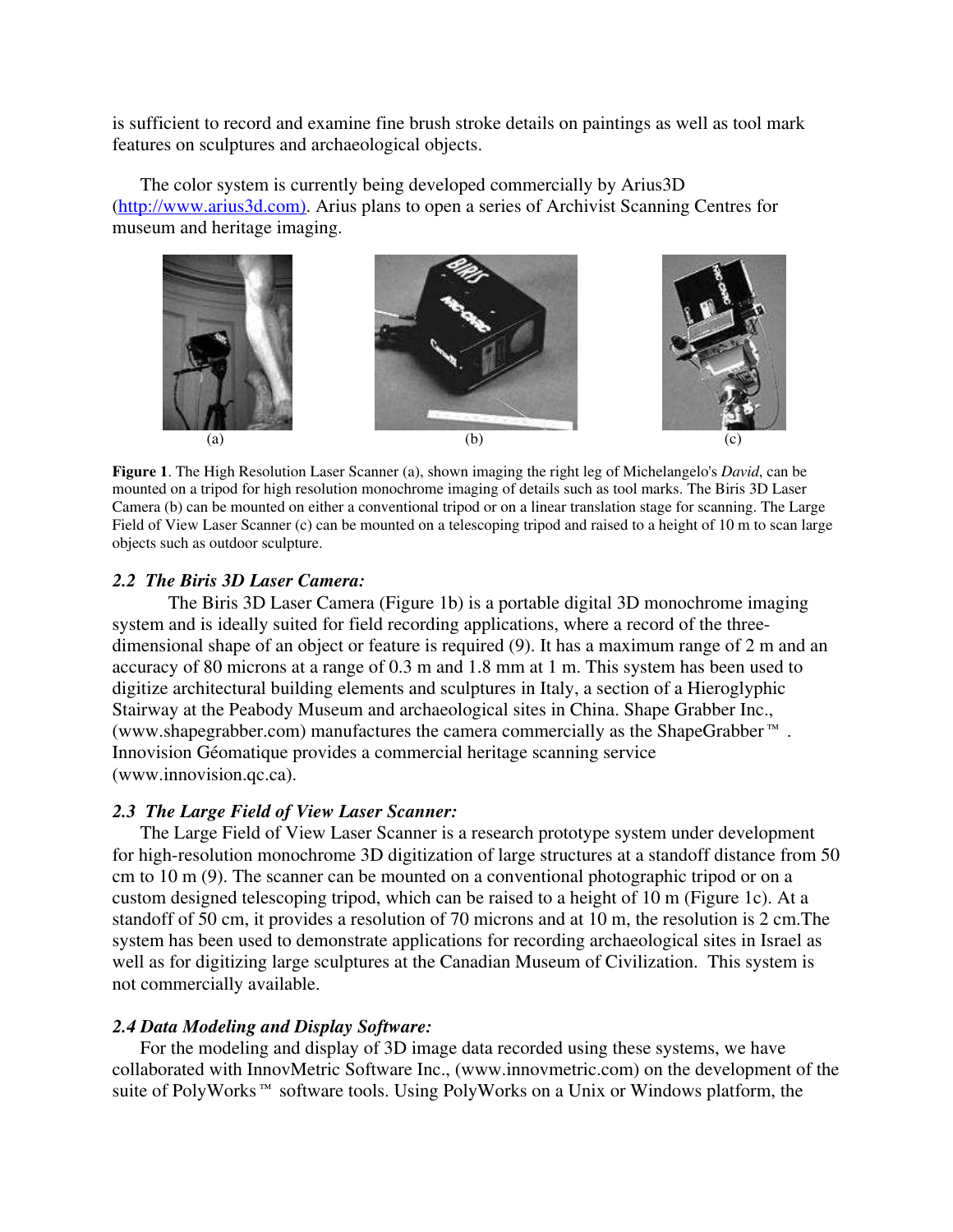is sufficient to record and examine fine brush stroke details on paintings as well as tool mark features on sculptures and archaeological objects.

The color system is currently being developed commercially by Arius3D (http://www.arius3d.com). Arius plans to open a series of Archivist Scanning Centres for museum and heritage imaging.

(a) (b) (c)

**Figure 1**. The High Resolution Laser Scanner (a), shown imaging the right leg of Michelangelo's *David*, can be mounted on a tripod for high resolution monochrome imaging of details such as tool marks. The Biris 3D Laser Camera (b) can be mounted on either a conventional tripod or on a linear translation stage for scanning. The Large Field of View Laser Scanner (c) can be mounted on a telescoping tripod and raised to a height of 10 m to scan large objects such as outdoor sculpture.

### *2.2 The Biris 3D Laser Camera:*

The Biris 3D Laser Camera (Figure 1b) is a portable digital 3D monochrome imaging system and is ideally suited for field recording applications, where a record of the three-dimensional shape of an object or feature is required (9). It has a maximum range of 2 m and an accuracy of 80 microns at a range of 0.3 m and 1.8 mm at 1 m. This system has been used to digitize architectural building elements and sculptures in Italy, a section of a Hieroglyphic Stairway at the Peabody Museum and archaeological sites in China. Shape Grabber Inc., (www.shapegrabber.com) manufactures the camera commercially as the ShapeGrabber™ . Innovision Géomatique provides a commercial heritage scanning service (www.innovision.qc.ca).

### *2.3 The Large Field of View Laser Scanner:*

The Large Field of View Laser Scanner is a research prototype system under development for high-resolution monochrome 3D digitization of large structures at a standoff distance from 50 cm to 10 m (9). The scanner can be mounted on a conventional photographic tripod or on a custom designed telescoping tripod, which can be raised to a height of 10 m (Figure 1c). At a standoff of 50 cm, it provides a resolution of 70 microns and at 10 m, the resolution is 2 cm.The system has been used to demonstrate applications for recording archaeological sites in Israel as well as for digitizing large sculptures at the Canadian Museum of Civilization. This system is not commercially available.

### *2.4 Data Modeling and Display Software:*

For the modeling and display of 3D image data recorded using these systems, we have collaborated with InnovMetric Software Inc., (www.innovmetric.com) on the development of the suite of PolyWorks™ software tools. Using PolyWorks on a Unix or Windows platform, the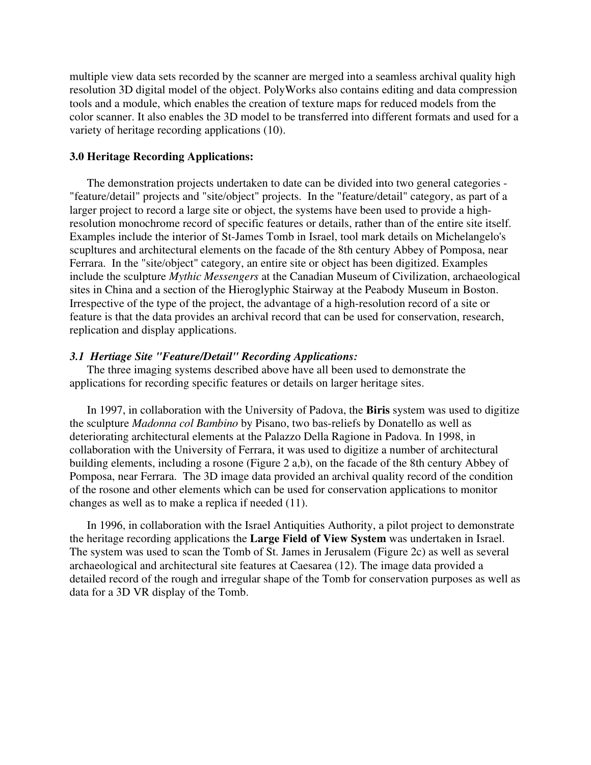multiple view data sets recorded by the scanner are merged into a seamless archival quality high resolution 3D digital model of the object. PolyWorks also contains editing and data compression tools and a module, which enables the creation of texture maps for reduced models from the color scanner. It also enables the 3D model to be transferred into different formats and used for a variety of heritage recording applications (10).

## 3.0 Heritage Recording Applications:

The demonstration projects undertaken to date can be divided into two general categories - "feature/detail" projects and "site/object" projects. In the "feature/detail" category, as part of a larger project to record a large site or object, the systems have been used to provide a high-resolution monochrome record of specific features or details, rather than of the entire site itself. Examples include the interior of St-James Tomb in Israel, tool mark details on Michelangelo's scupltures and architectural elements on the facade of the 8th century Abbey of Pomposa, near Ferrara. In the "site/object" category, an entire site or object has been digitized. Examples include the sculpture *Mythic Messengers* at the Canadian Museum of Civilization, archaeological sites in China and a section of the Hieroglyphic Stairway at the Peabody Museum in Boston. Irrespective of the type of the project, the advantage of a high-resolution record of a site or feature is that the data provides an archival record that can be used for conservation, research, replication and display applications.

### *3.1 Hertiage Site "Feature/Detail" Recording Applications:*

The three imaging systems described above have all been used to demonstrate the applications for recording specific features or details on larger heritage sites.

In 1997, in collaboration with the University of Padova, the **Biris** system was used to digitize the sculpture *Madonna col Bambino* by Pisano, two bas-reliefs by Donatello as well as deteriorating architectural elements at the Palazzo Della Ragione in Padova. In 1998, in collaboration with the University of Ferrara, it was used to digitize a number of architectural building elements, including a rosone (Figure 2 a,b), on the facade of the 8th century Abbey of Pomposa, near Ferrara. The 3D image data provided an archival quality record of the condition of the rosone and other elements which can be used for conservation applications to monitor changes as well as to make a replica if needed (11).

In 1996, in collaboration with the Israel Antiquities Authority, a pilot project to demonstrate the heritage recording applications the **Large Field of View System** was undertaken in Israel. The system was used to scan the Tomb of St. James in Jerusalem (Figure 2c) as well as several archaeological and architectural site features at Caesarea (12). The image data provided a detailed record of the rough and irregular shape of the Tomb for conservation purposes as well as data for a 3D VR display of the Tomb.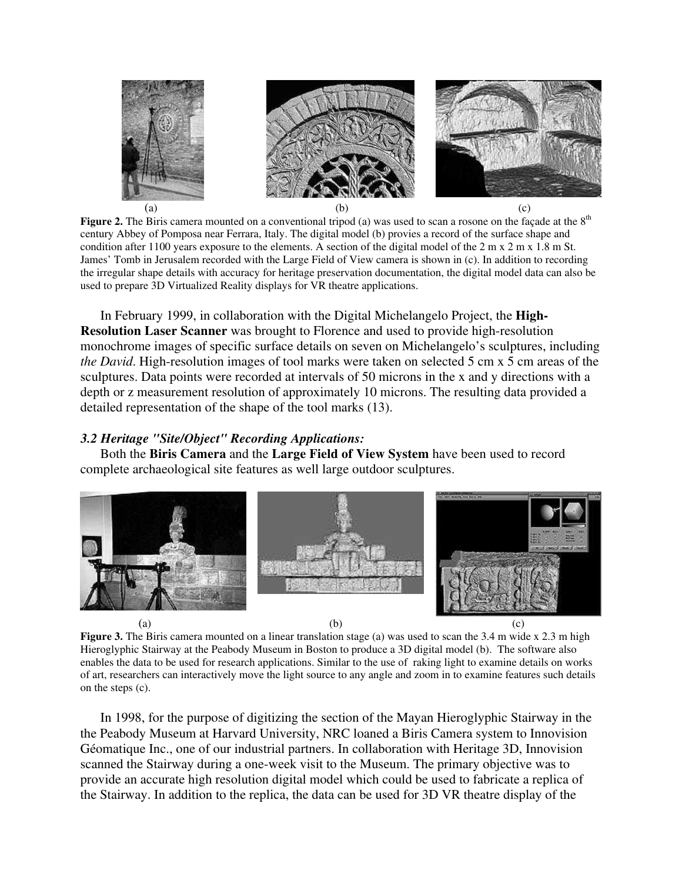(a) (b) (c)

**Figure 2.** The Biris camera mounted on a conventional tripod (a) was used to scan a rosone on the façade at the 8th century Abbey of Pomposa near Ferrara, Italy. The digital model (b) provies a record of the surface shape and condition after 1100 years exposure to the elements. A section of the digital model of the 2 m x 2 m x 1.8 m St. James' Tomb in Jerusalem recorded with the Large Field of View camera is shown in (c). In addition to recording the irregular shape details with accuracy for heritage preservation documentation, the digital model data can also be used to prepare 3D Virtualized Reality displays for VR theatre applications.

In February 1999, in collaboration with the Digital Michelangelo Project, the **High-Resolution Laser Scanner** was brought to Florence and used to provide high-resolution monochrome images of specific surface details on seven on Michelangelo's sculptures, including *the David*. High-resolution images of tool marks were taken on selected 5 cm x 5 cm areas of the sculptures. Data points were recorded at intervals of 50 microns in the x and y directions with a depth or z measurement resolution of approximately 10 microns. The resulting data provided a detailed representation of the shape of the tool marks (13).

### *3.2 Heritage "Site/Object" Recording Applications:*

Both the **Biris Camera** and the **Large Field of View System** have been used to record complete archaeological site features as well large outdoor sculptures.

(a) (b) (c)

**Figure 3.** The Biris camera mounted on a linear translation stage (a) was used to scan the 3.4 m wide x 2.3 m high Hieroglyphic Stairway at the Peabody Museum in Boston to produce a 3D digital model (b). The software also enables the data to be used for research applications. Similar to the use of raking light to examine details on works of art, researchers can interactively move the light source to any angle and zoom in to examine features such details on the steps (c).

In 1998, for the purpose of digitizing the section of the Mayan Hieroglyphic Stairway in the the Peabody Museum at Harvard University, NRC loaned a Biris Camera system to Innovision Géomatique Inc., one of our industrial partners. In collaboration with Heritage 3D, Innovision scanned the Stairway during a one-week visit to the Museum. The primary objective was to provide an accurate high resolution digital model which could be used to fabricate a replica of the Stairway. In addition to the replica, the data can be used for 3D VR theatre display of the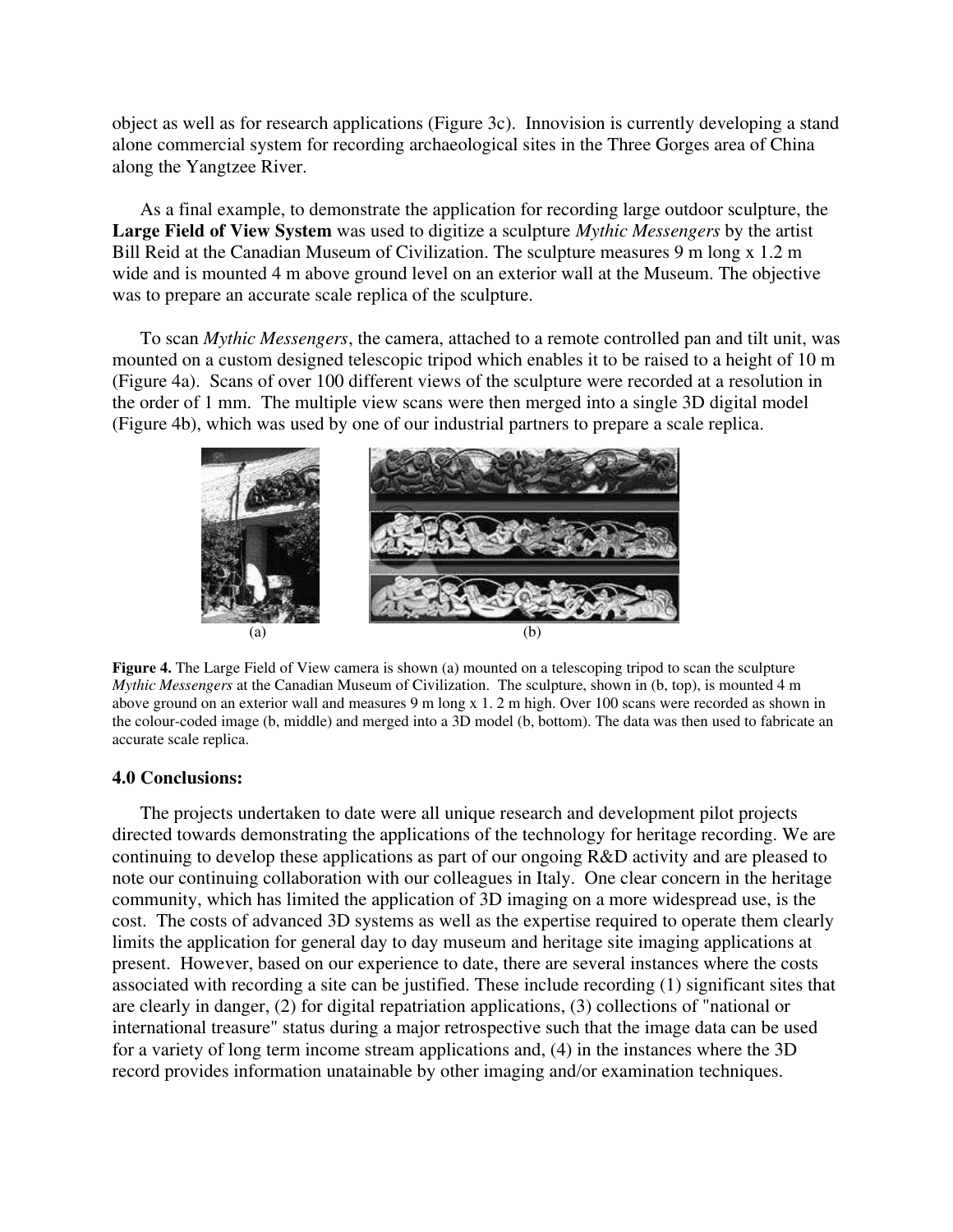object as well as for research applications (Figure 3c). Innovision is currently developing a stand alone commercial system for recording archaeological sites in the Three Gorges area of China along the Yangtzee River.

As a final example, to demonstrate the application for recording large outdoor sculpture, the **Large Field of View System** was used to digitize a sculpture *Mythic Messengers* by the artist Bill Reid at the Canadian Museum of Civilization. The sculpture measures 9 m long x 1.2 m wide and is mounted 4 m above ground level on an exterior wall at the Museum. The objective was to prepare an accurate scale replica of the sculpture.

To scan *Mythic Messengers*, the camera, attached to a remote controlled pan and tilt unit, was mounted on a custom designed telescopic tripod which enables it to be raised to a height of 10 m (Figure 4a). Scans of over 100 different views of the sculpture were recorded at a resolution in the order of 1 mm. The multiple view scans were then merged into a single 3D digital model (Figure 4b), which was used by one of our industrial partners to prepare a scale replica.

(a) (b)

**Figure 4.** The Large Field of View camera is shown (a) mounted on a telescoping tripod to scan the sculpture *Mythic Messengers* at the Canadian Museum of Civilization. The sculpture, shown in (b, top), is mounted 4 m above ground on an exterior wall and measures 9 m long x 1. 2 m high. Over 100 scans were recorded as shown in the colour-coded image (b, middle) and merged into a 3D model (b, bottom). The data was then used to fabricate an accurate scale replica.

### 4.0 Conclusions:

The projects undertaken to date were all unique research and development pilot projects directed towards demonstrating the applications of the technology for heritage recording. We are continuing to develop these applications as part of our ongoing R&D activity and are pleased to note our continuing collaboration with our colleagues in Italy. One clear concern in the heritage community, which has limited the application of 3D imaging on a more widespread use, is the cost. The costs of advanced 3D systems as well as the expertise required to operate them clearly limits the application for general day to day museum and heritage site imaging applications at present. However, based on our experience to date, there are several instances where the costs associated with recording a site can be justified. These include recording (1) significant sites that are clearly in danger, (2) for digital repatriation applications, (3) collections of "national or international treasure" status during a major retrospective such that the image data can be used for a variety of long term income stream applications and, (4) in the instances where the 3D record provides information unatainable by other imaging and/or examination techniques.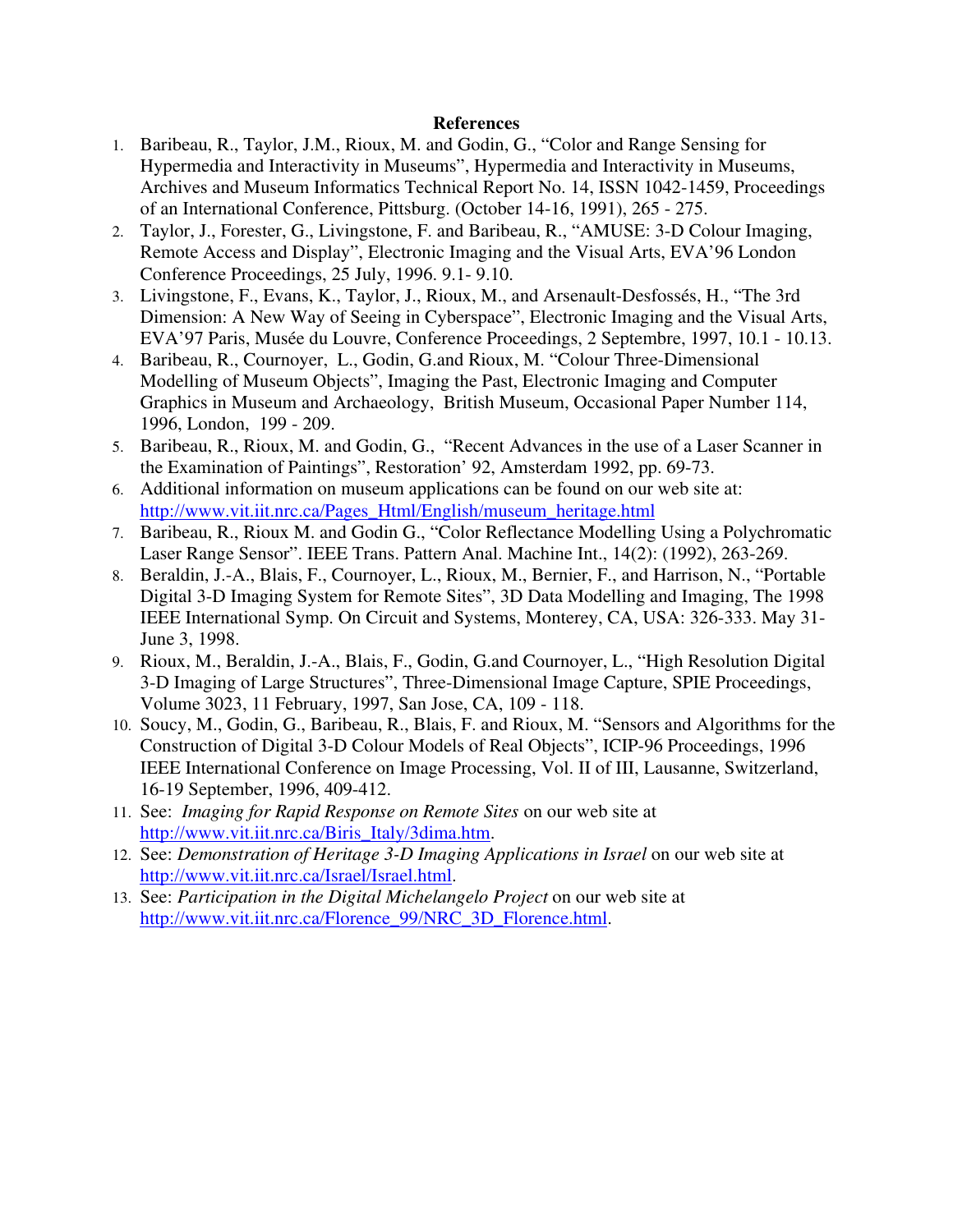## References

1. Baribeau, R., Taylor, J.M., Rioux, M. and Godin, G., “Color and Range Sensing for Hypermedia and Interactivity in Museums”, Hypermedia and Interactivity in Museums, Archives and Museum Informatics Technical Report No. 14, ISSN 1042-1459, Proceedings of an International Conference, Pittsburg. (October 14-16, 1991), 265 - 275.
2. Taylor, J., Forester, G., Livingstone, F. and Baribeau, R., “AMUSE: 3-D Colour Imaging, Remote Access and Display”, Electronic Imaging and the Visual Arts, EVA’96 London Conference Proceedings, 25 July, 1996. 9.1- 9.10.
3. Livingstone, F., Evans, K., Taylor, J., Rioux, M., and Arsenault-Desfossés, H., “The 3rd Dimension: A New Way of Seeing in Cyberspace”, Electronic Imaging and the Visual Arts, EVA’97 Paris, Musée du Louvre, Conference Proceedings, 2 Septembre, 1997, 10.1 - 10.13.
4. Baribeau, R., Cournoyer, L., Godin, G.and Rioux, M. “Colour Three-Dimensional Modelling of Museum Objects”, Imaging the Past, Electronic Imaging and Computer Graphics in Museum and Archaeology, British Museum, Occasional Paper Number 114, 1996, London, 199 - 209.
5. Baribeau, R., Rioux, M. and Godin, G., “Recent Advances in the use of a Laser Scanner in the Examination of Paintings”, Restoration’ 92, Amsterdam 1992, pp. 69-73.
6. Additional information on museum applications can be found on our web site at: http://www.vit.iit.nrc.ca/Pages_Html/English/museum_heritage.html
7. Baribeau, R., Rioux M. and Godin G., “Color Reflectance Modelling Using a Polychromatic Laser Range Sensor”. IEEE Trans. Pattern Anal. Machine Int., 14(2): (1992), 263-269.
8. Beraldin, J.-A., Blais, F., Cournoyer, L., Rioux, M., Bernier, F., and Harrison, N., “Portable Digital 3-D Imaging System for Remote Sites”, 3D Data Modelling and Imaging, The 1998 IEEE International Symp. On Circuit and Systems, Monterey, CA, USA: 326-333. May 31-June 3, 1998.
9. Rioux, M., Beraldin, J.-A., Blais, F., Godin, G.and Cournoyer, L., “High Resolution Digital 3-D Imaging of Large Structures”, Three-Dimensional Image Capture, SPIE Proceedings, Volume 3023, 11 February, 1997, San Jose, CA, 109 - 118.
10. Soucy, M., Godin, G., Baribeau, R., Blais, F. and Rioux, M. “Sensors and Algorithms for the Construction of Digital 3-D Colour Models of Real Objects”, ICIP-96 Proceedings, 1996 IEEE International Conference on Image Processing, Vol. II of III, Lausanne, Switzerland, 16-19 September, 1996, 409-412.
11. See: *Imaging for Rapid Response on Remote Sites* on our web site at http://www.vit.iit.nrc.ca/Biris_Italy/3dima.htm.
12. See: *Demonstration of Heritage 3-D Imaging Applications in Israel* on our web site at http://www.vit.iit.nrc.ca/Israel/Israel.html.
13. See: *Participation in the Digital Michelangelo Project* on our web site at http://www.vit.iit.nrc.ca/Florence_99/NRC_3D_Florence.html.